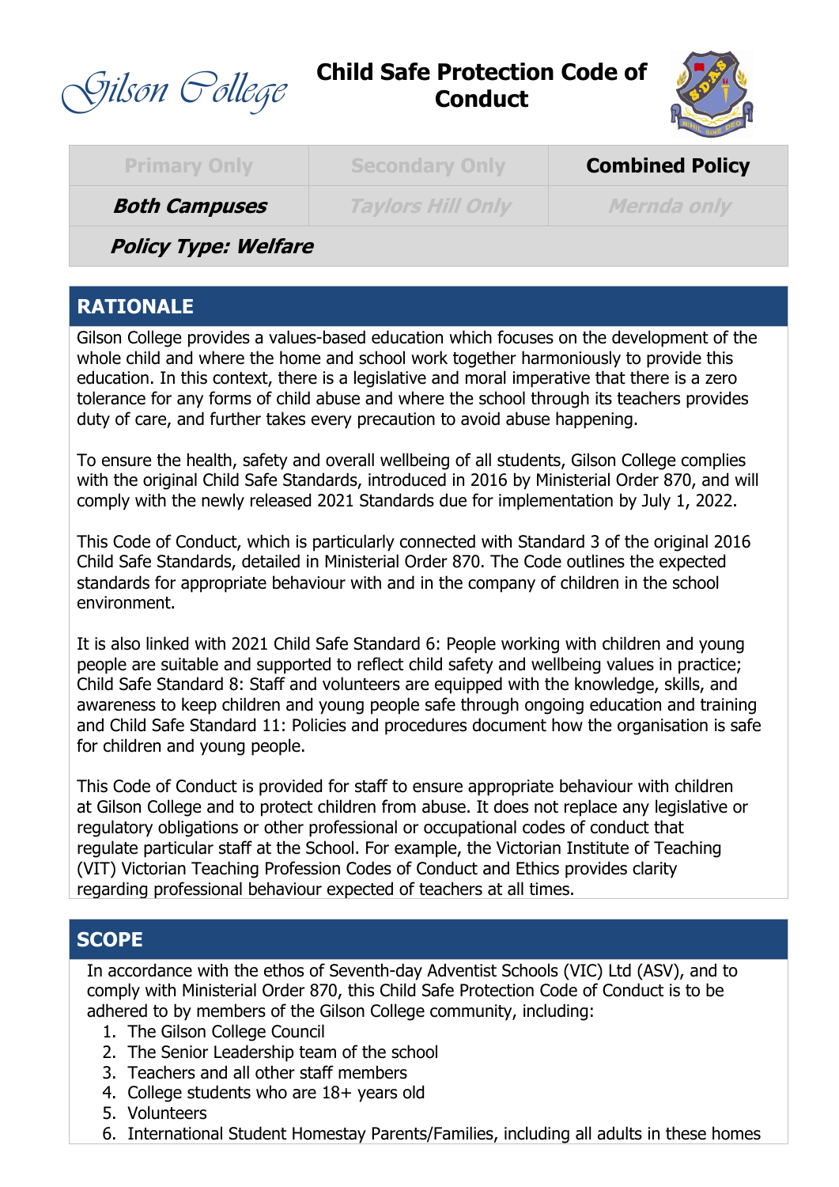Gilson College

# Child Safe Protection Code of Conduct

| | | |
|---|---|---|
| Primary Only | Secondary Only | **Combined Policy** |
| ***Both Campuses*** | *Taylors Hill Only* | *Mernda only* |
| ***Policy Type: Welfare*** | | |

## RATIONALE

Gilson College provides a values-based education which focuses on the development of the whole child and where the home and school work together harmoniously to provide this education. In this context, there is a legislative and moral imperative that there is a zero tolerance for any forms of child abuse and where the school through its teachers provides duty of care, and further takes every precaution to avoid abuse happening.

To ensure the health, safety and overall wellbeing of all students, Gilson College complies with the original Child Safe Standards, introduced in 2016 by Ministerial Order 870, and will comply with the newly released 2021 Standards due for implementation by July 1, 2022.

This Code of Conduct, which is particularly connected with Standard 3 of the original 2016 Child Safe Standards, detailed in Ministerial Order 870. The Code outlines the expected standards for appropriate behaviour with and in the company of children in the school environment.

It is also linked with 2021 Child Safe Standard 6: People working with children and young people are suitable and supported to reflect child safety and wellbeing values in practice; Child Safe Standard 8: Staff and volunteers are equipped with the knowledge, skills, and awareness to keep children and young people safe through ongoing education and training and Child Safe Standard 11: Policies and procedures document how the organisation is safe for children and young people.

This Code of Conduct is provided for staff to ensure appropriate behaviour with children at Gilson College and to protect children from abuse. It does not replace any legislative or regulatory obligations or other professional or occupational codes of conduct that regulate particular staff at the School. For example, the Victorian Institute of Teaching (VIT) Victorian Teaching Profession Codes of Conduct and Ethics provides clarity regarding professional behaviour expected of teachers at all times.

## SCOPE

In accordance with the ethos of Seventh-day Adventist Schools (VIC) Ltd (ASV), and to comply with Ministerial Order 870, this Child Safe Protection Code of Conduct is to be adhered to by members of the Gilson College community, including:

1. The Gilson College Council
2. The Senior Leadership team of the school
3. Teachers and all other staff members
4. College students who are 18+ years old
5. Volunteers
6. International Student Homestay Parents/Families, including all adults in these homes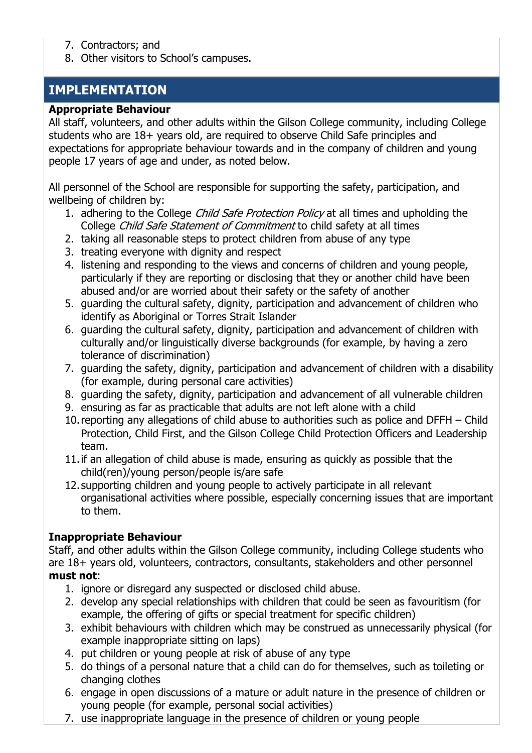7. Contractors; and
8. Other visitors to School's campuses.

## IMPLEMENTATION

**Appropriate Behaviour**

All staff, volunteers, and other adults within the Gilson College community, including College students who are 18+ years old, are required to observe Child Safe principles and expectations for appropriate behaviour towards and in the company of children and young people 17 years of age and under, as noted below.

All personnel of the School are responsible for supporting the safety, participation, and wellbeing of children by:

1. adhering to the College *Child Safe Protection Policy* at all times and upholding the College *Child Safe Statement of Commitment* to child safety at all times
2. taking all reasonable steps to protect children from abuse of any type
3. treating everyone with dignity and respect
4. listening and responding to the views and concerns of children and young people, particularly if they are reporting or disclosing that they or another child have been abused and/or are worried about their safety or the safety of another
5. guarding the cultural safety, dignity, participation and advancement of children who identify as Aboriginal or Torres Strait Islander
6. guarding the cultural safety, dignity, participation and advancement of children with culturally and/or linguistically diverse backgrounds (for example, by having a zero tolerance of discrimination)
7. guarding the safety, dignity, participation and advancement of children with a disability (for example, during personal care activities)
8. guarding the safety, dignity, participation and advancement of all vulnerable children
9. ensuring as far as practicable that adults are not left alone with a child
10. reporting any allegations of child abuse to authorities such as police and DFFH – Child Protection, Child First, and the Gilson College Child Protection Officers and Leadership team.
11. if an allegation of child abuse is made, ensuring as quickly as possible that the child(ren)/young person/people is/are safe
12. supporting children and young people to actively participate in all relevant organisational activities where possible, especially concerning issues that are important to them.

**Inappropriate Behaviour**

Staff, and other adults within the Gilson College community, including College students who are 18+ years old, volunteers, contractors, consultants, stakeholders and other personnel **must not**:

1. ignore or disregard any suspected or disclosed child abuse.
2. develop any special relationships with children that could be seen as favouritism (for example, the offering of gifts or special treatment for specific children)
3. exhibit behaviours with children which may be construed as unnecessarily physical (for example inappropriate sitting on laps)
4. put children or young people at risk of abuse of any type
5. do things of a personal nature that a child can do for themselves, such as toileting or changing clothes
6. engage in open discussions of a mature or adult nature in the presence of children or young people (for example, personal social activities)
7. use inappropriate language in the presence of children or young people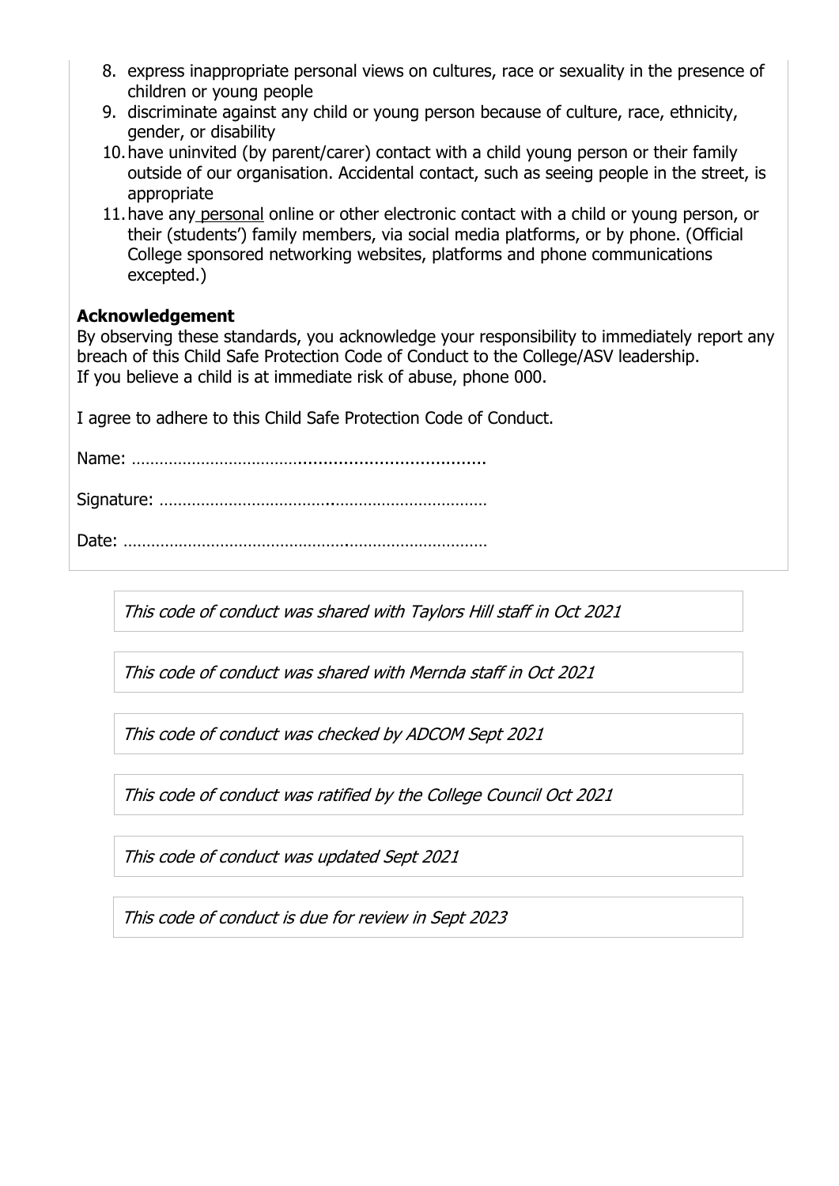8. express inappropriate personal views on cultures, race or sexuality in the presence of children or young people
9. discriminate against any child or young person because of culture, race, ethnicity, gender, or disability
10. have uninvited (by parent/carer) contact with a child young person or their family outside of our organisation. Accidental contact, such as seeing people in the street, is appropriate
11. have any personal online or other electronic contact with a child or young person, or their (students') family members, via social media platforms, or by phone. (Official College sponsored networking websites, platforms and phone communications excepted.)

**Acknowledgement**

By observing these standards, you acknowledge your responsibility to immediately report any breach of this Child Safe Protection Code of Conduct to the College/ASV leadership.
If you believe a child is at immediate risk of abuse, phone 000.

I agree to adhere to this Child Safe Protection Code of Conduct.

Name: ……………………………………………………………

Signature: ……………………………………………………………

Date: ……………………………………………………………

*This code of conduct was shared with Taylors Hill staff in Oct 2021*

*This code of conduct was shared with Mernda staff in Oct 2021*

*This code of conduct was checked by ADCOM Sept 2021*

*This code of conduct was ratified by the College Council Oct 2021*

*This code of conduct was updated Sept 2021*

*This code of conduct is due for review in Sept 2023*